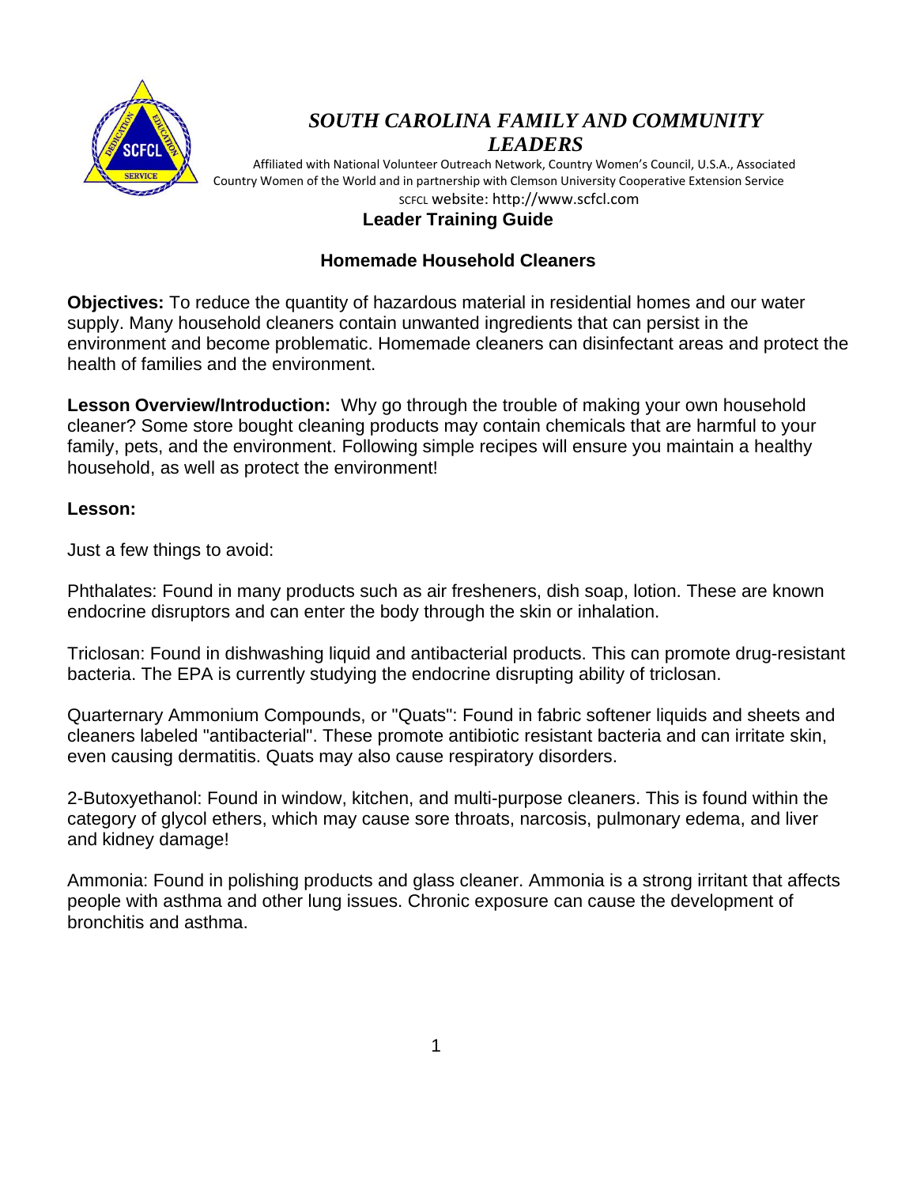# *SOUTH CAROLINA FAMILY AND COMMUNITY LEADERS*

Affiliated with National Volunteer Outreach Network, Country Women's Council, U.S.A., Associated Country Women of the World and in partnership with Clemson University Cooperative Extension Service

SCFCL website: http://www.scfcl.com

## Leader Training Guide

## Homemade Household Cleaners

**Objectives:** To reduce the quantity of hazardous material in residential homes and our water supply. Many household cleaners contain unwanted ingredients that can persist in the environment and become problematic. Homemade cleaners can disinfectant areas and protect the health of families and the environment.

**Lesson Overview/Introduction:** Why go through the trouble of making your own household cleaner? Some store bought cleaning products may contain chemicals that are harmful to your family, pets, and the environment. Following simple recipes will ensure you maintain a healthy household, as well as protect the environment!

**Lesson:**

Just a few things to avoid:

Phthalates: Found in many products such as air fresheners, dish soap, lotion. These are known endocrine disruptors and can enter the body through the skin or inhalation.

Triclosan: Found in dishwashing liquid and antibacterial products. This can promote drug-resistant bacteria. The EPA is currently studying the endocrine disrupting ability of triclosan.

Quarternary Ammonium Compounds, or "Quats": Found in fabric softener liquids and sheets and cleaners labeled "antibacterial". These promote antibiotic resistant bacteria and can irritate skin, even causing dermatitis. Quats may also cause respiratory disorders.

2-Butoxyethanol: Found in window, kitchen, and multi-purpose cleaners. This is found within the category of glycol ethers, which may cause sore throats, narcosis, pulmonary edema, and liver and kidney damage!

Ammonia: Found in polishing products and glass cleaner. Ammonia is a strong irritant that affects people with asthma and other lung issues. Chronic exposure can cause the development of bronchitis and asthma.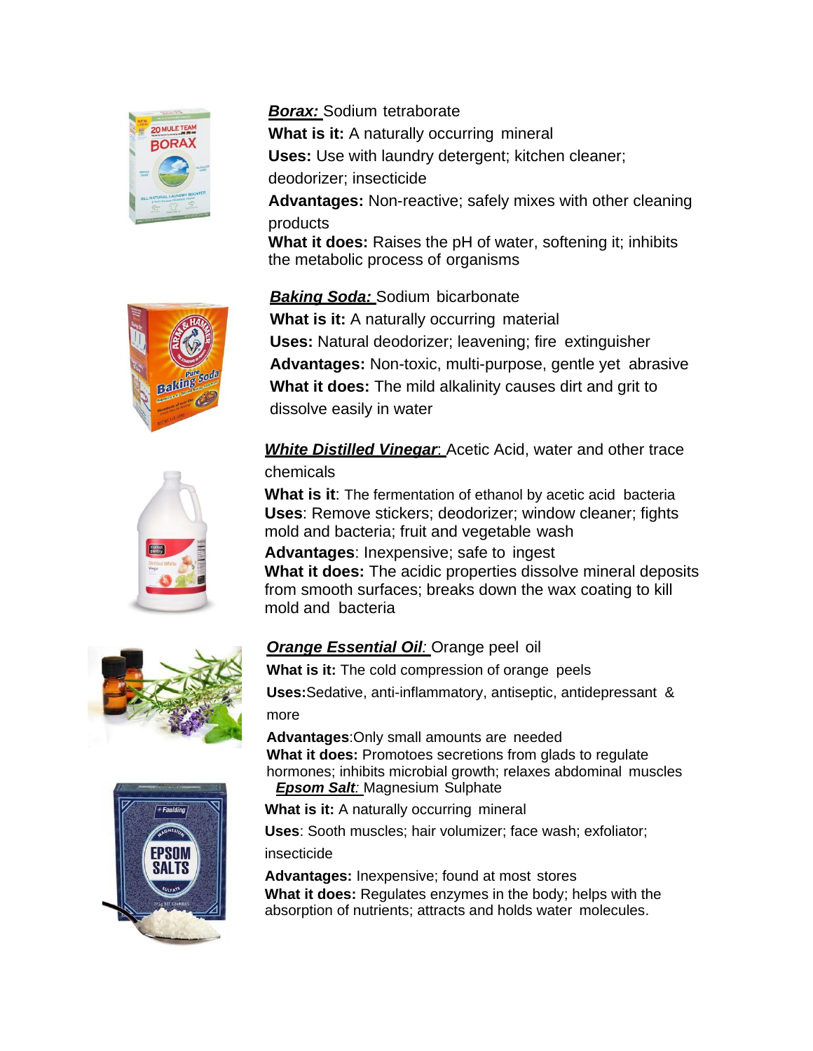***Borax:*** Sodium tetraborate

**What is it:** A naturally occurring mineral

**Uses:** Use with laundry detergent; kitchen cleaner; deodorizer; insecticide

**Advantages:** Non-reactive; safely mixes with other cleaning products

**What it does:** Raises the pH of water, softening it; inhibits the metabolic process of organisms

***Baking Soda:*** Sodium bicarbonate

**What is it:** A naturally occurring material

**Uses:** Natural deodorizer; leavening; fire extinguisher

**Advantages:** Non-toxic, multi-purpose, gentle yet abrasive

**What it does:** The mild alkalinity causes dirt and grit to dissolve easily in water

***White Distilled Vinegar***: Acetic Acid, water and other trace chemicals

**What is it**: The fermentation of ethanol by acetic acid bacteria

**Uses**: Remove stickers; deodorizer; window cleaner; fights mold and bacteria; fruit and vegetable wash

**Advantages**: Inexpensive; safe to ingest

**What it does:** The acidic properties dissolve mineral deposits from smooth surfaces; breaks down the wax coating to kill mold and bacteria

***Orange Essential Oil:*** Orange peel oil

**What is it:** The cold compression of orange peels

**Uses:**Sedative, anti-inflammatory, antiseptic, antidepressant & more

**Advantages**:Only small amounts are needed

**What it does:** Promotoes secretions from glads to regulate hormones; inhibits microbial growth; relaxes abdominal muscles

***Epsom Salt:*** Magnesium Sulphate

**What is it:** A naturally occurring mineral

**Uses**: Sooth muscles; hair volumizer; face wash; exfoliator; insecticide

**Advantages:** Inexpensive; found at most stores

**What it does:** Regulates enzymes in the body; helps with the absorption of nutrients; attracts and holds water molecules.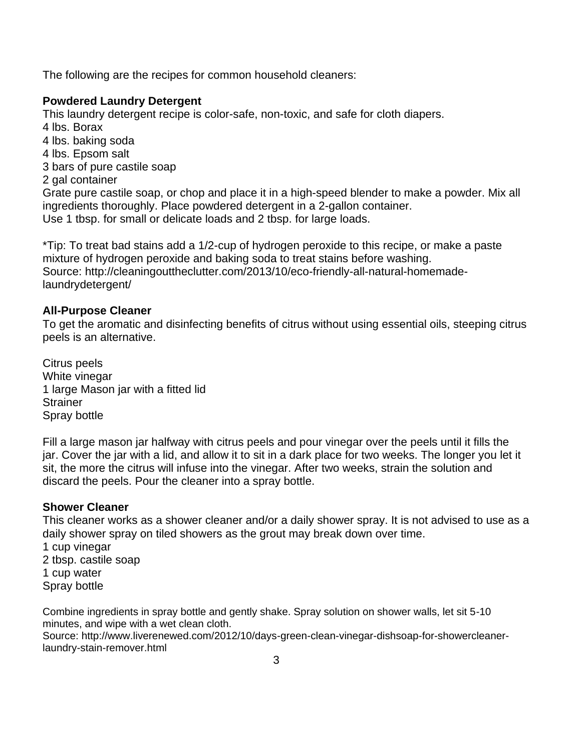The following are the recipes for common household cleaners:

**Powdered Laundry Detergent**

This laundry detergent recipe is color-safe, non-toxic, and safe for cloth diapers.

4 lbs. Borax
4 lbs. baking soda
4 lbs. Epsom salt
3 bars of pure castile soap
2 gal container

Grate pure castile soap, or chop and place it in a high-speed blender to make a powder. Mix all ingredients thoroughly. Place powdered detergent in a 2-gallon container.
Use 1 tbsp. for small or delicate loads and 2 tbsp. for large loads.

*Tip: To treat bad stains add a 1/2-cup of hydrogen peroxide to this recipe, or make a paste mixture of hydrogen peroxide and baking soda to treat stains before washing.
Source: http://cleaningouttheclutter.com/2013/10/eco-friendly-all-natural-homemade-laundrydetergent/

**All-Purpose Cleaner**

To get the aromatic and disinfecting benefits of citrus without using essential oils, steeping citrus peels is an alternative.

Citrus peels
White vinegar
1 large Mason jar with a fitted lid
Strainer
Spray bottle

Fill a large mason jar halfway with citrus peels and pour vinegar over the peels until it fills the jar. Cover the jar with a lid, and allow it to sit in a dark place for two weeks. The longer you let it sit, the more the citrus will infuse into the vinegar. After two weeks, strain the solution and discard the peels. Pour the cleaner into a spray bottle.

**Shower Cleaner**

This cleaner works as a shower cleaner and/or a daily shower spray. It is not advised to use as a daily shower spray on tiled showers as the grout may break down over time.

1 cup vinegar
2 tbsp. castile soap
1 cup water
Spray bottle

Combine ingredients in spray bottle and gently shake. Spray solution on shower walls, let sit 5-10 minutes, and wipe with a wet clean cloth.
Source: http://www.liverenewed.com/2012/10/days-green-clean-vinegar-dishsoap-for-showercleaner-laundry-stain-remover.html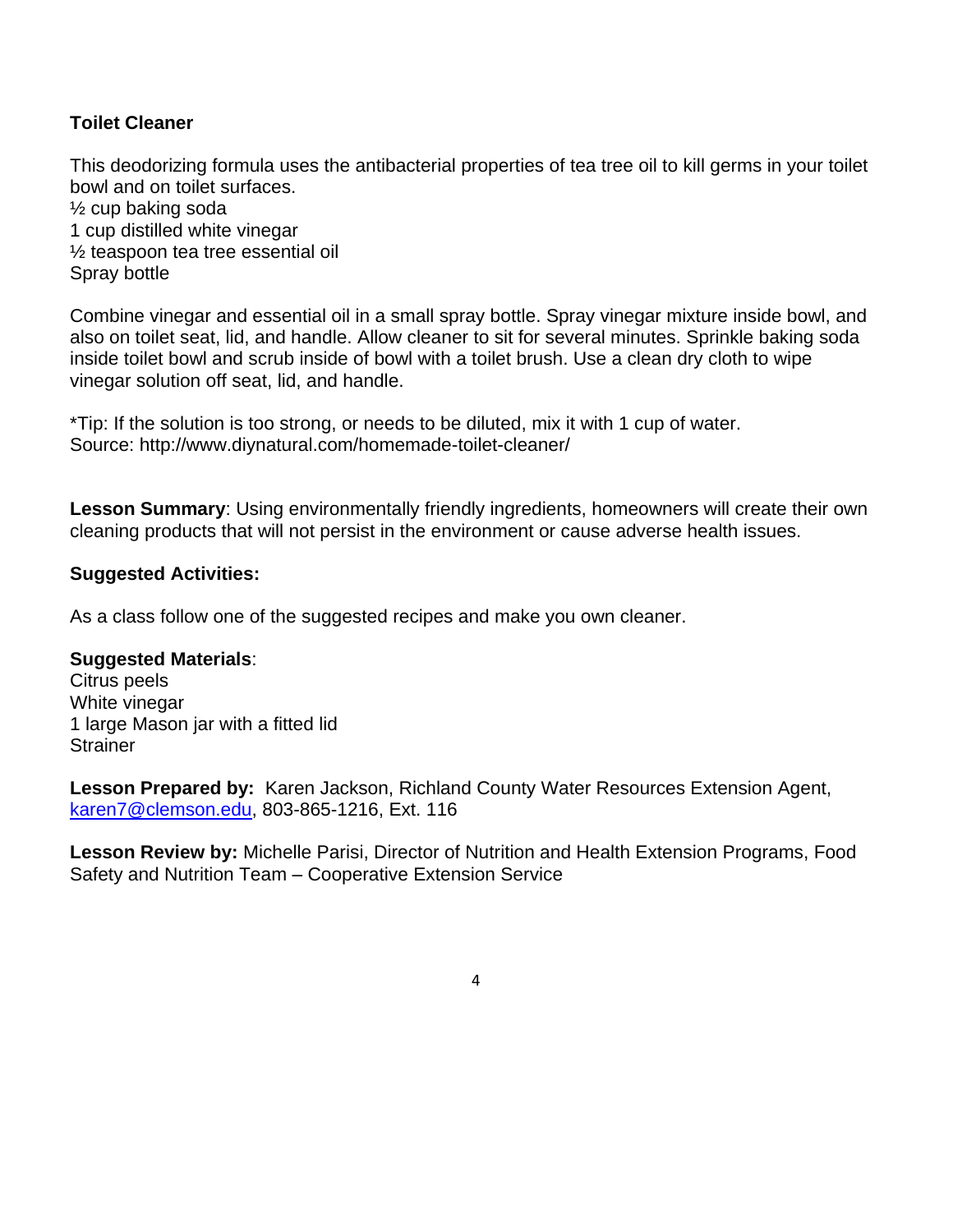**Toilet Cleaner**

This deodorizing formula uses the antibacterial properties of tea tree oil to kill germs in your toilet bowl and on toilet surfaces.
½ cup baking soda
1 cup distilled white vinegar
½ teaspoon tea tree essential oil
Spray bottle

Combine vinegar and essential oil in a small spray bottle. Spray vinegar mixture inside bowl, and also on toilet seat, lid, and handle. Allow cleaner to sit for several minutes. Sprinkle baking soda inside toilet bowl and scrub inside of bowl with a toilet brush. Use a clean dry cloth to wipe vinegar solution off seat, lid, and handle.

*Tip: If the solution is too strong, or needs to be diluted, mix it with 1 cup of water.
Source: http://www.diynatural.com/homemade-toilet-cleaner/

**Lesson Summary**: Using environmentally friendly ingredients, homeowners will create their own cleaning products that will not persist in the environment or cause adverse health issues.

**Suggested Activities:**

As a class follow one of the suggested recipes and make you own cleaner.

**Suggested Materials**:
Citrus peels
White vinegar
1 large Mason jar with a fitted lid
Strainer

**Lesson Prepared by:** Karen Jackson, Richland County Water Resources Extension Agent, karen7@clemson.edu, 803-865-1216, Ext. 116

**Lesson Review by:** Michelle Parisi, Director of Nutrition and Health Extension Programs, Food Safety and Nutrition Team – Cooperative Extension Service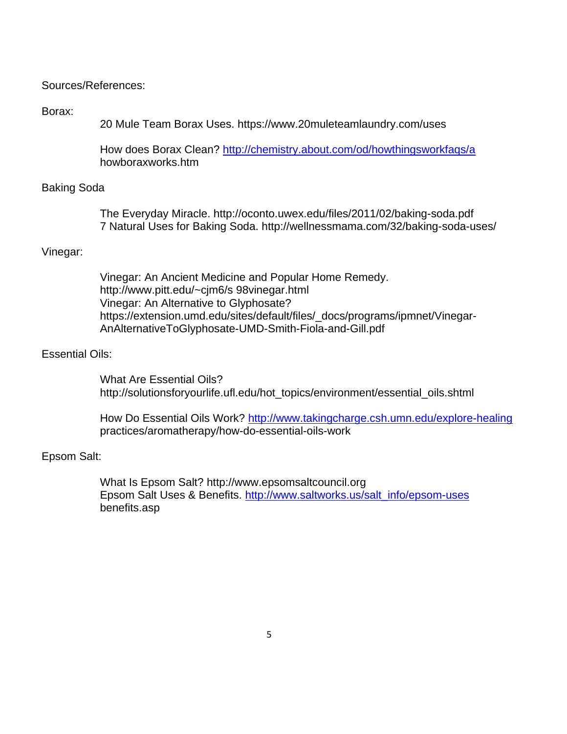Sources/References:

Borax:

20 Mule Team Borax Uses. https://www.20muleteamlaundry.com/uses

How does Borax Clean? http://chemistry.about.com/od/howthingsworkfaqs/a howboraxworks.htm

Baking Soda

The Everyday Miracle. http://oconto.uwex.edu/files/2011/02/baking-soda.pdf
7 Natural Uses for Baking Soda. http://wellnessmama.com/32/baking-soda-uses/

Vinegar:

Vinegar: An Ancient Medicine and Popular Home Remedy. http://www.pitt.edu/~cjm6/s 98vinegar.html
Vinegar: An Alternative to Glyphosate? https://extension.umd.edu/sites/default/files/_docs/programs/ipmnet/Vinegar-AnAlternativeToGlyphosate-UMD-Smith-Fiola-and-Gill.pdf

Essential Oils:

What Are Essential Oils? http://solutionsforyourlife.ufl.edu/hot_topics/environment/essential_oils.shtml

How Do Essential Oils Work? http://www.takingcharge.csh.umn.edu/explore-healing practices/aromatherapy/how-do-essential-oils-work

Epsom Salt:

What Is Epsom Salt? http://www.epsomsaltcouncil.org
Epsom Salt Uses & Benefits. http://www.saltworks.us/salt_info/epsom-uses benefits.asp